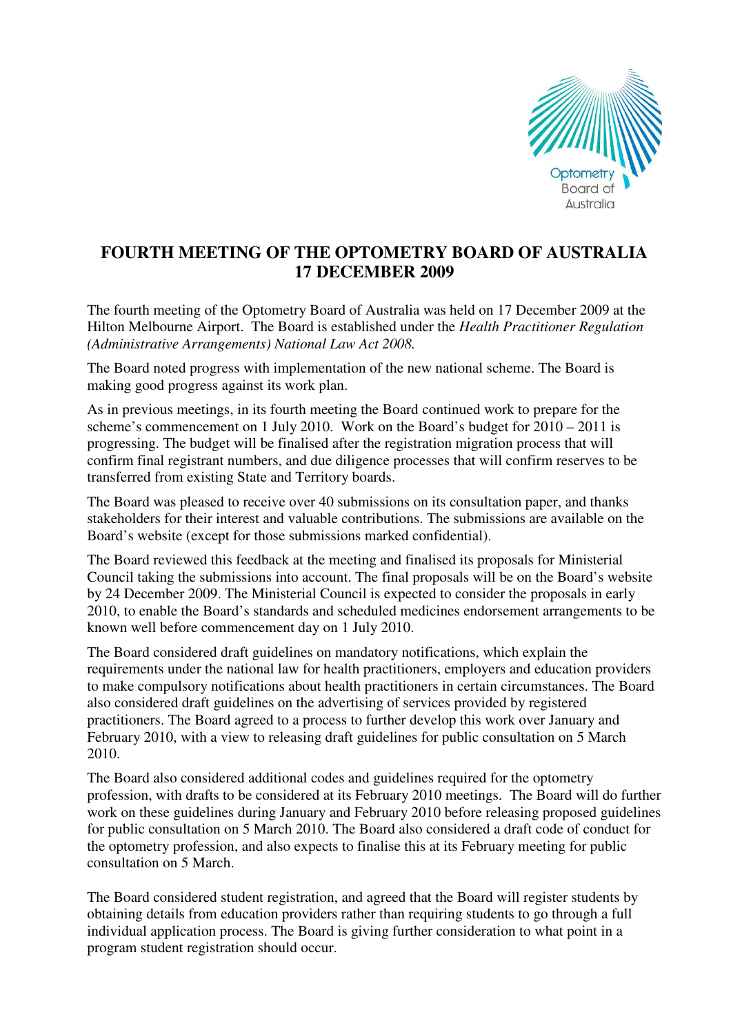# FOURTH MEETING OF THE OPTOMETRY BOARD OF AUSTRALIA 17 DECEMBER 2009

The fourth meeting of the Optometry Board of Australia was held on 17 December 2009 at the Hilton Melbourne Airport. The Board is established under the *Health Practitioner Regulation (Administrative Arrangements) National Law Act 2008.*

The Board noted progress with implementation of the new national scheme. The Board is making good progress against its work plan.

As in previous meetings, in its fourth meeting the Board continued work to prepare for the scheme's commencement on 1 July 2010. Work on the Board's budget for 2010 – 2011 is progressing. The budget will be finalised after the registration migration process that will confirm final registrant numbers, and due diligence processes that will confirm reserves to be transferred from existing State and Territory boards.

The Board was pleased to receive over 40 submissions on its consultation paper, and thanks stakeholders for their interest and valuable contributions. The submissions are available on the Board's website (except for those submissions marked confidential).

The Board reviewed this feedback at the meeting and finalised its proposals for Ministerial Council taking the submissions into account. The final proposals will be on the Board's website by 24 December 2009. The Ministerial Council is expected to consider the proposals in early 2010, to enable the Board's standards and scheduled medicines endorsement arrangements to be known well before commencement day on 1 July 2010.

The Board considered draft guidelines on mandatory notifications, which explain the requirements under the national law for health practitioners, employers and education providers to make compulsory notifications about health practitioners in certain circumstances. The Board also considered draft guidelines on the advertising of services provided by registered practitioners. The Board agreed to a process to further develop this work over January and February 2010, with a view to releasing draft guidelines for public consultation on 5 March 2010.

The Board also considered additional codes and guidelines required for the optometry profession, with drafts to be considered at its February 2010 meetings. The Board will do further work on these guidelines during January and February 2010 before releasing proposed guidelines for public consultation on 5 March 2010. The Board also considered a draft code of conduct for the optometry profession, and also expects to finalise this at its February meeting for public consultation on 5 March.

The Board considered student registration, and agreed that the Board will register students by obtaining details from education providers rather than requiring students to go through a full individual application process. The Board is giving further consideration to what point in a program student registration should occur.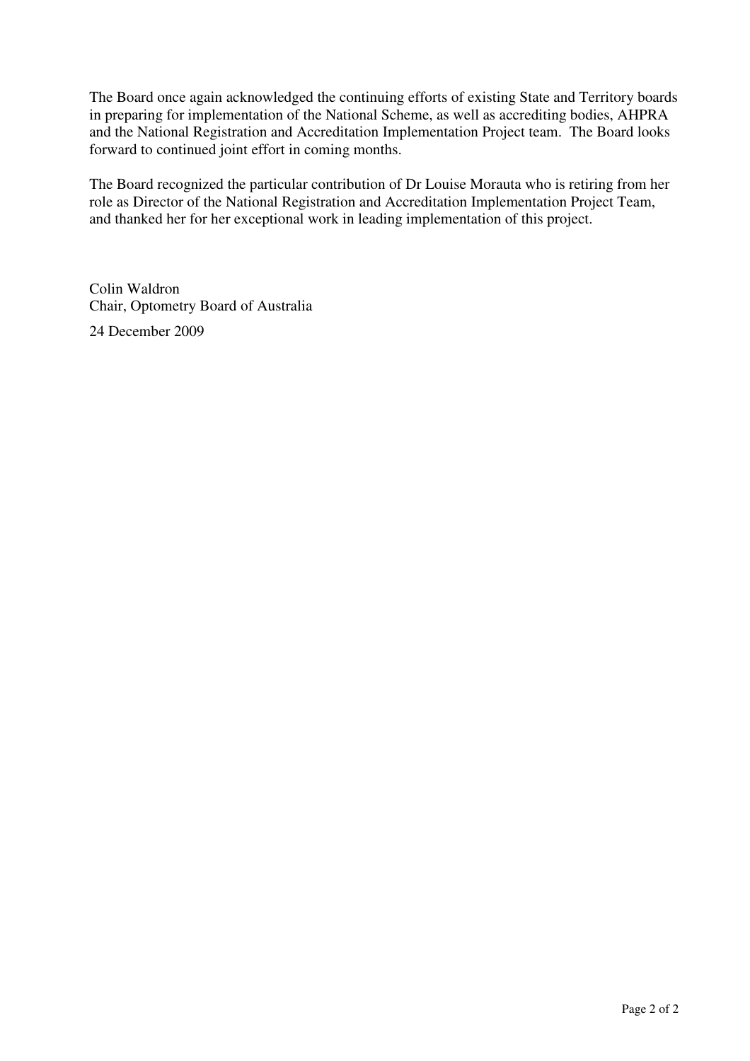The Board once again acknowledged the continuing efforts of existing State and Territory boards in preparing for implementation of the National Scheme, as well as accrediting bodies, AHPRA and the National Registration and Accreditation Implementation Project team. The Board looks forward to continued joint effort in coming months.

The Board recognized the particular contribution of Dr Louise Morauta who is retiring from her role as Director of the National Registration and Accreditation Implementation Project Team, and thanked her for her exceptional work in leading implementation of this project.

Colin Waldron
Chair, Optometry Board of Australia

24 December 2009